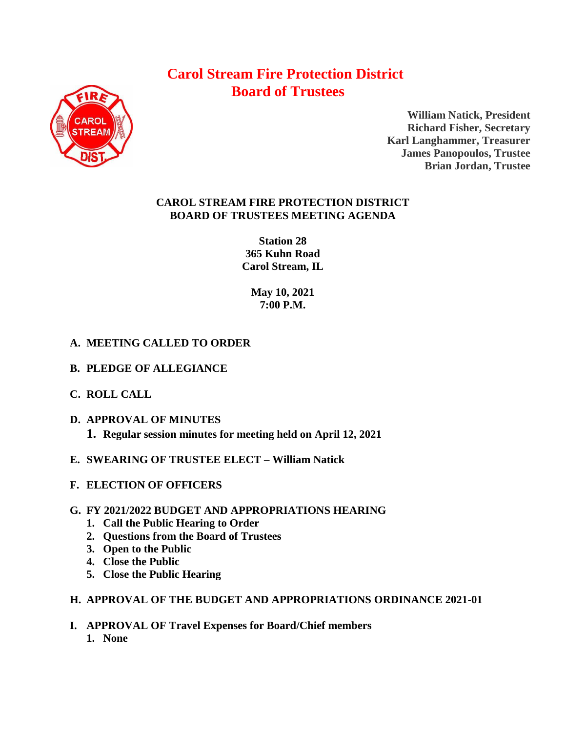# Carol Stream Fire Protection District
# Board of Trustees

**William Natick, President**
**Richard Fisher, Secretary**
**Karl Langhammer, Treasurer**
**James Panopoulos, Trustee**
**Brian Jordan, Trustee**

## CAROL STREAM FIRE PROTECTION DISTRICT
## BOARD OF TRUSTEES MEETING AGENDA

**Station 28**
**365 Kuhn Road**
**Carol Stream, IL**

**May 10, 2021**
**7:00 P.M.**

**A. MEETING CALLED TO ORDER**

**B. PLEDGE OF ALLEGIANCE**

**C. ROLL CALL**

**D. APPROVAL OF MINUTES**
1. **Regular session minutes for meeting held on April 12, 2021**

**E. SWEARING OF TRUSTEE ELECT – William Natick**

**F. ELECTION OF OFFICERS**

**G. FY 2021/2022 BUDGET AND APPROPRIATIONS HEARING**
1. **Call the Public Hearing to Order**
2. **Questions from the Board of Trustees**
3. **Open to the Public**
4. **Close the Public**
5. **Close the Public Hearing**

**H. APPROVAL OF THE BUDGET AND APPROPRIATIONS ORDINANCE 2021-01**

**I. APPROVAL OF Travel Expenses for Board/Chief members**
1. **None**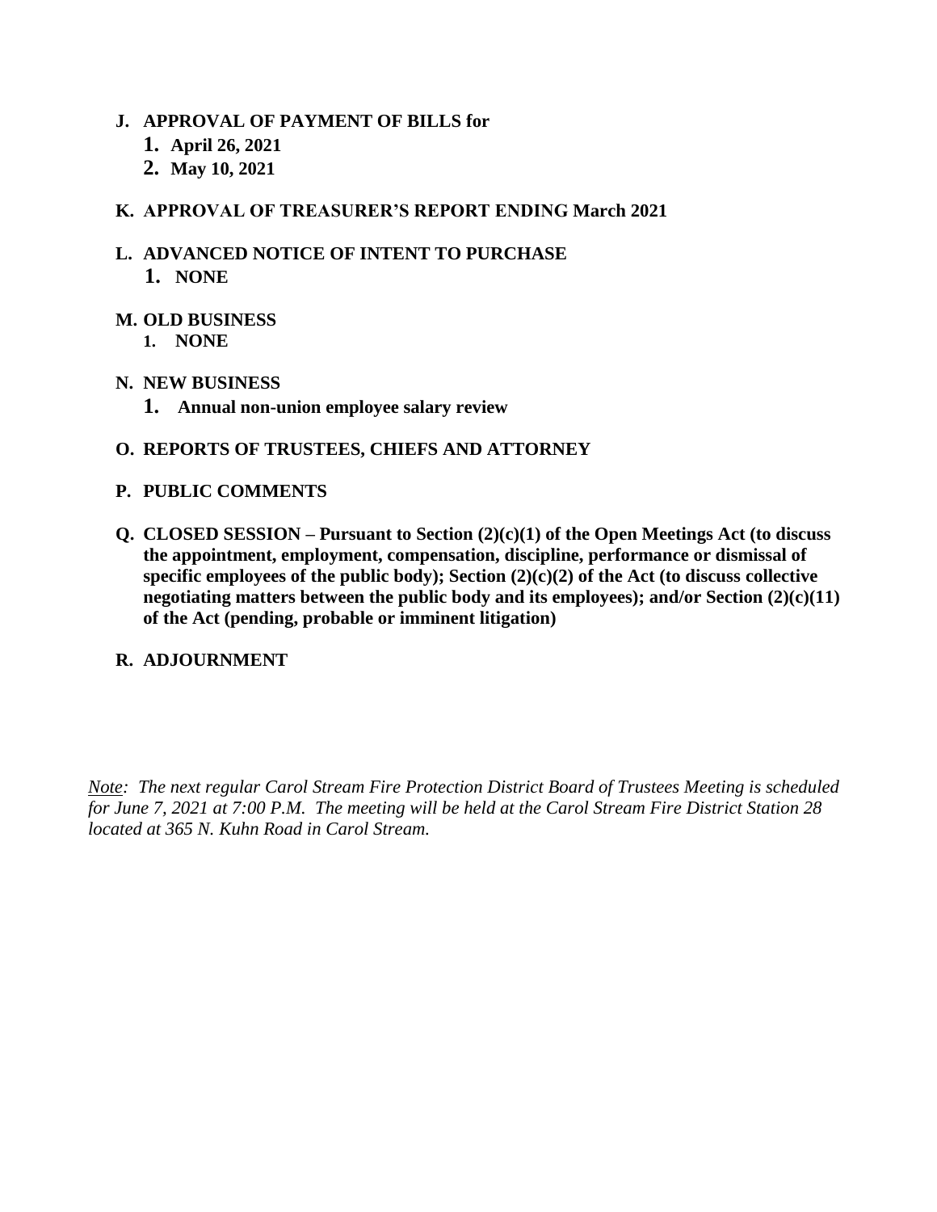**J. APPROVAL OF PAYMENT OF BILLS for**

1. **April 26, 2021**
2. **May 10, 2021**

**K. APPROVAL OF TREASURER'S REPORT ENDING March 2021**

**L. ADVANCED NOTICE OF INTENT TO PURCHASE**

1. **NONE**

**M. OLD BUSINESS**

1. **NONE**

**N. NEW BUSINESS**

1. **Annual non-union employee salary review**

**O. REPORTS OF TRUSTEES, CHIEFS AND ATTORNEY**

**P. PUBLIC COMMENTS**

**Q. CLOSED SESSION – Pursuant to Section (2)(c)(1) of the Open Meetings Act (to discuss the appointment, employment, compensation, discipline, performance or dismissal of specific employees of the public body); Section (2)(c)(2) of the Act (to discuss collective negotiating matters between the public body and its employees); and/or Section (2)(c)(11) of the Act (pending, probable or imminent litigation)**

**R. ADJOURNMENT**

*Note: The next regular Carol Stream Fire Protection District Board of Trustees Meeting is scheduled for June 7, 2021 at 7:00 P.M. The meeting will be held at the Carol Stream Fire District Station 28 located at 365 N. Kuhn Road in Carol Stream.*